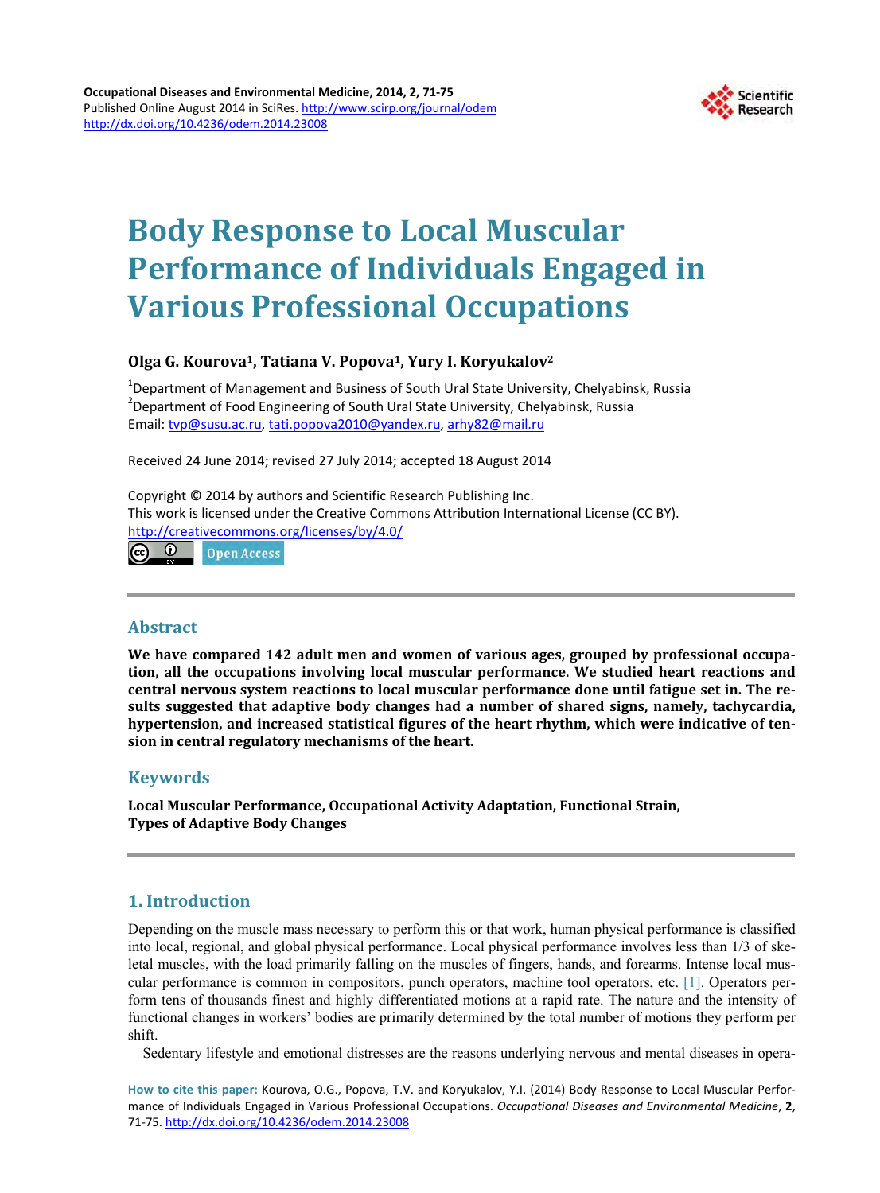# Body Response to Local Muscular Performance of Individuals Engaged in Various Professional Occupations

**Olga G. Kourova[1], Tatiana V. Popova[1], Yury I. Koryukalov[2]**

[1]Department of Management and Business of South Ural State University, Chelyabinsk, Russia
[2]Department of Food Engineering of South Ural State University, Chelyabinsk, Russia
Email: tvp@susu.ac.ru, tati.popova2010@yandex.ru, arhy82@mail.ru

Received 24 June 2014; revised 27 July 2014; accepted 18 August 2014

Copyright © 2014 by authors and Scientific Research Publishing Inc.
This work is licensed under the Creative Commons Attribution International License (CC BY).
http://creativecommons.org/licenses/by/4.0/

Open Access

## Abstract

**We have compared 142 adult men and women of various ages, grouped by professional occupation, all the occupations involving local muscular performance. We studied heart reactions and central nervous system reactions to local muscular performance done until fatigue set in. The results suggested that adaptive body changes had a number of shared signs, namely, tachycardia, hypertension, and increased statistical figures of the heart rhythm, which were indicative of tension in central regulatory mechanisms of the heart.**

## Keywords

**Local Muscular Performance, Occupational Activity Adaptation, Functional Strain, Types of Adaptive Body Changes**

## 1. Introduction

Depending on the muscle mass necessary to perform this or that work, human physical performance is classified into local, regional, and global physical performance. Local physical performance involves less than 1/3 of skeletal muscles, with the load primarily falling on the muscles of fingers, hands, and forearms. Intense local muscular performance is common in compositors, punch operators, machine tool operators, etc. [1]. Operators perform tens of thousands finest and highly differentiated motions at a rapid rate. The nature and the intensity of functional changes in workers' bodies are primarily determined by the total number of motions they perform per shift.

Sedentary lifestyle and emotional distresses are the reasons underlying nervous and mental diseases in opera-

**How to cite this paper:** Kourova, O.G., Popova, T.V. and Koryukalov, Y.I. (2014) Body Response to Local Muscular Performance of Individuals Engaged in Various Professional Occupations. *Occupational Diseases and Environmental Medicine*, **2**, 71-75. http://dx.doi.org/10.4236/odem.2014.23008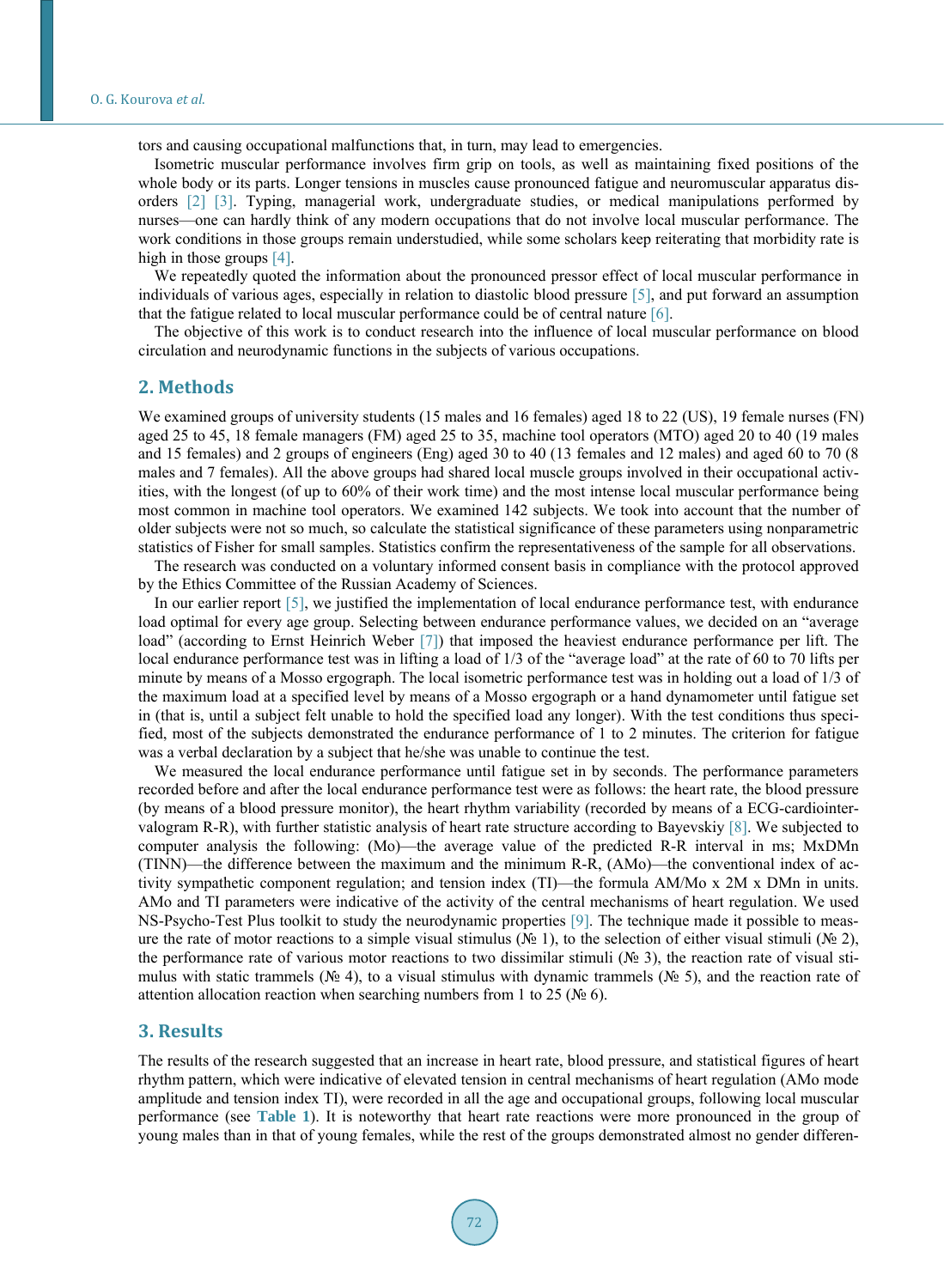tors and causing occupational malfunctions that, in turn, may lead to emergencies.

Isometric muscular performance involves firm grip on tools, as well as maintaining fixed positions of the whole body or its parts. Longer tensions in muscles cause pronounced fatigue and neuromuscular apparatus disorders [2] [3]. Typing, managerial work, undergraduate studies, or medical manipulations performed by nurses—one can hardly think of any modern occupations that do not involve local muscular performance. The work conditions in those groups remain understudied, while some scholars keep reiterating that morbidity rate is high in those groups [4].

We repeatedly quoted the information about the pronounced pressor effect of local muscular performance in individuals of various ages, especially in relation to diastolic blood pressure [5], and put forward an assumption that the fatigue related to local muscular performance could be of central nature [6].

The objective of this work is to conduct research into the influence of local muscular performance on blood circulation and neurodynamic functions in the subjects of various occupations.

## 2. Methods

We examined groups of university students (15 males and 16 females) aged 18 to 22 (US), 19 female nurses (FN) aged 25 to 45, 18 female managers (FM) aged 25 to 35, machine tool operators (MTO) aged 20 to 40 (19 males and 15 females) and 2 groups of engineers (Eng) aged 30 to 40 (13 females and 12 males) and aged 60 to 70 (8 males and 7 females). All the above groups had shared local muscle groups involved in their occupational activities, with the longest (of up to 60% of their work time) and the most intense local muscular performance being most common in machine tool operators. We examined 142 subjects. We took into account that the number of older subjects were not so much, so calculate the statistical significance of these parameters using nonparametric statistics of Fisher for small samples. Statistics confirm the representativeness of the sample for all observations.

The research was conducted on a voluntary informed consent basis in compliance with the protocol approved by the Ethics Committee of the Russian Academy of Sciences.

In our earlier report [5], we justified the implementation of local endurance performance test, with endurance load optimal for every age group. Selecting between endurance performance values, we decided on an "average load" (according to Ernst Heinrich Weber [7]) that imposed the heaviest endurance performance per lift. The local endurance performance test was in lifting a load of 1/3 of the "average load" at the rate of 60 to 70 lifts per minute by means of a Mosso ergograph. The local isometric performance test was in holding out a load of 1/3 of the maximum load at a specified level by means of a Mosso ergograph or a hand dynamometer until fatigue set in (that is, until a subject felt unable to hold the specified load any longer). With the test conditions thus specified, most of the subjects demonstrated the endurance performance of 1 to 2 minutes. The criterion for fatigue was a verbal declaration by a subject that he/she was unable to continue the test.

We measured the local endurance performance until fatigue set in by seconds. The performance parameters recorded before and after the local endurance performance test were as follows: the heart rate, the blood pressure (by means of a blood pressure monitor), the heart rhythm variability (recorded by means of a ECG-cardiointervalogram R-R), with further statistic analysis of heart rate structure according to Bayevskiy [8]. We subjected to computer analysis the following: (Mo)—the average value of the predicted R-R interval in ms; MxDMn (TINN)—the difference between the maximum and the minimum R-R, (AMo)—the conventional index of activity sympathetic component regulation; and tension index (TI)—the formula AM/Mo x 2M x DMn in units. AMo and TI parameters were indicative of the activity of the central mechanisms of heart regulation. We used NS-Psycho-Test Plus toolkit to study the neurodynamic properties [9]. The technique made it possible to measure the rate of motor reactions to a simple visual stimulus (№ 1), to the selection of either visual stimuli (№ 2), the performance rate of various motor reactions to two dissimilar stimuli (№ 3), the reaction rate of visual stimulus with static trammels (№ 4), to a visual stimulus with dynamic trammels (№ 5), and the reaction rate of attention allocation reaction when searching numbers from 1 to 25 (№ 6).

## 3. Results

The results of the research suggested that an increase in heart rate, blood pressure, and statistical figures of heart rhythm pattern, which were indicative of elevated tension in central mechanisms of heart regulation (AMo mode amplitude and tension index TI), were recorded in all the age and occupational groups, following local muscular performance (see **Table 1**). It is noteworthy that heart rate reactions were more pronounced in the group of young males than in that of young females, while the rest of the groups demonstrated almost no gender differen-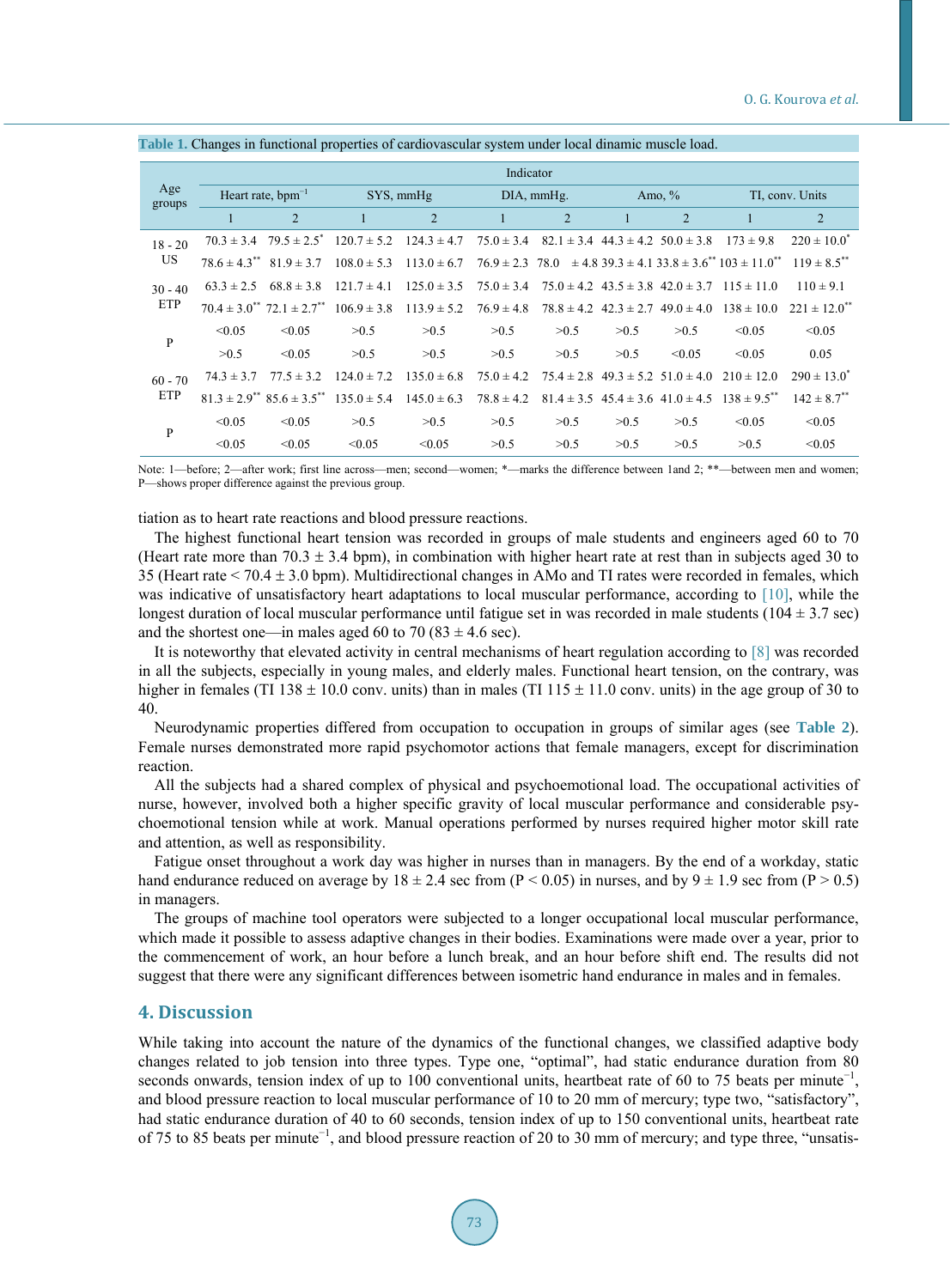Table 1. Changes in functional properties of cardiovascular system under local dinamic muscle load.

| Age groups | Indicator | | | | | | | | | |
|---|---|---|---|---|---|---|---|---|---|---|
| | Heart rate, bpm$^{-1}$ | | SYS, mmHg | | DIA, mmHg. | | Amo, % | | TI, conv. Units | |
| | 1 | 2 | 1 | 2 | 1 | 2 | 1 | 2 | 1 | 2 |
| 18 - 20 US | 70.3 ± 3.4 | 79.5 ± 2.5* | 120.7 ± 5.2 | 124.3 ± 4.7 | 75.0 ± 3.4 | 82.1 ± 3.4 | 44.3 ± 4.2 | 50.0 ± 3.8 | 173 ± 9.8 | 220 ± 10.0* |
| | 78.6 ± 4.3** | 81.9 ± 3.7 | 108.0 ± 5.3 | 113.0 ± 6.7 | 76.9 ± 2.3 | 78.0 ± 4.8 | 39.3 ± 4.1 | 33.8 ± 3.6** | 103 ± 11.0** | 119 ± 8.5** |
| 30 - 40 ETP | 63.3 ± 2.5 | 68.8 ± 3.8 | 121.7 ± 4.1 | 125.0 ± 3.5 | 75.0 ± 3.4 | 75.0 ± 4.2 | 43.5 ± 3.8 | 42.0 ± 3.7 | 115 ± 11.0 | 110 ± 9.1 |
| | 70.4 ± 3.0** | 72.1 ± 2.7** | 106.9 ± 3.8 | 113.9 ± 5.2 | 76.9 ± 4.8 | 78.8 ± 4.2 | 42.3 ± 2.7 | 49.0 ± 4.0 | 138 ± 10.0 | 221 ± 12.0** |
| P | <0.05 | <0.05 | >0.5 | >0.5 | >0.5 | >0.5 | >0.5 | >0.5 | <0.05 | <0.05 |
| | >0.5 | <0.05 | >0.5 | >0.5 | >0.5 | >0.5 | >0.5 | <0.05 | <0.05 | 0.05 |
| 60 - 70 ETP | 74.3 ± 3.7 | 77.5 ± 3.2 | 124.0 ± 7.2 | 135.0 ± 6.8 | 75.0 ± 4.2 | 75.4 ± 2.8 | 49.3 ± 5.2 | 51.0 ± 4.0 | 210 ± 12.0 | 290 ± 13.0* |
| | 81.3 ± 2.9** | 85.6 ± 3.5** | 135.0 ± 5.4 | 145.0 ± 6.3 | 78.8 ± 4.2 | 81.4 ± 3.5 | 45.4 ± 3.6 | 41.0 ± 4.5 | 138 ± 9.5** | 142 ± 8.7** |
| P | <0.05 | <0.05 | >0.5 | >0.5 | >0.5 | >0.5 | >0.5 | >0.5 | <0.05 | <0.05 |
| | <0.05 | <0.05 | <0.05 | <0.05 | >0.5 | >0.5 | >0.5 | >0.5 | >0.5 | <0.05 |

Note: 1—before; 2—after work; first line across—men; second—women; *—marks the difference between 1and 2; **—between men and women; P—shows proper difference against the previous group.

tiation as to heart rate reactions and blood pressure reactions.

The highest functional heart tension was recorded in groups of male students and engineers aged 60 to 70 (Heart rate more than 70.3 ± 3.4 bpm), in combination with higher heart rate at rest than in subjects aged 30 to 35 (Heart rate < 70.4 ± 3.0 bpm). Multidirectional changes in AMo and TI rates were recorded in females, which was indicative of unsatisfactory heart adaptations to local muscular performance, according to [10], while the longest duration of local muscular performance until fatigue set in was recorded in male students (104 ± 3.7 sec) and the shortest one—in males aged 60 to 70 (83 ± 4.6 sec).

It is noteworthy that elevated activity in central mechanisms of heart regulation according to [8] was recorded in all the subjects, especially in young males, and elderly males. Functional heart tension, on the contrary, was higher in females (TI 138 ± 10.0 conv. units) than in males (TI 115 ± 11.0 conv. units) in the age group of 30 to 40.

Neurodynamic properties differed from occupation to occupation in groups of similar ages (see **Table 2**). Female nurses demonstrated more rapid psychomotor actions that female managers, except for discrimination reaction.

All the subjects had a shared complex of physical and psychoemotional load. The occupational activities of nurse, however, involved both a higher specific gravity of local muscular performance and considerable psychoemotional tension while at work. Manual operations performed by nurses required higher motor skill rate and attention, as well as responsibility.

Fatigue onset throughout a work day was higher in nurses than in managers. By the end of a workday, static hand endurance reduced on average by 18 ± 2.4 sec from ($P < 0.05$) in nurses, and by 9 ± 1.9 sec from ($P > 0.5$) in managers.

The groups of machine tool operators were subjected to a longer occupational local muscular performance, which made it possible to assess adaptive changes in their bodies. Examinations were made over a year, prior to the commencement of work, an hour before a lunch break, and an hour before shift end. The results did not suggest that there were any significant differences between isometric hand endurance in males and in females.

## 4. Discussion

While taking into account the nature of the dynamics of the functional changes, we classified adaptive body changes related to job tension into three types. Type one, "optimal", had static endurance duration from 80 seconds onwards, tension index of up to 100 conventional units, heartbeat rate of 60 to 75 beats per minute$^{-1}$, and blood pressure reaction to local muscular performance of 10 to 20 mm of mercury; type two, "satisfactory", had static endurance duration of 40 to 60 seconds, tension index of up to 150 conventional units, heartbeat rate of 75 to 85 beats per minute$^{-1}$, and blood pressure reaction of 20 to 30 mm of mercury; and type three, "unsatis-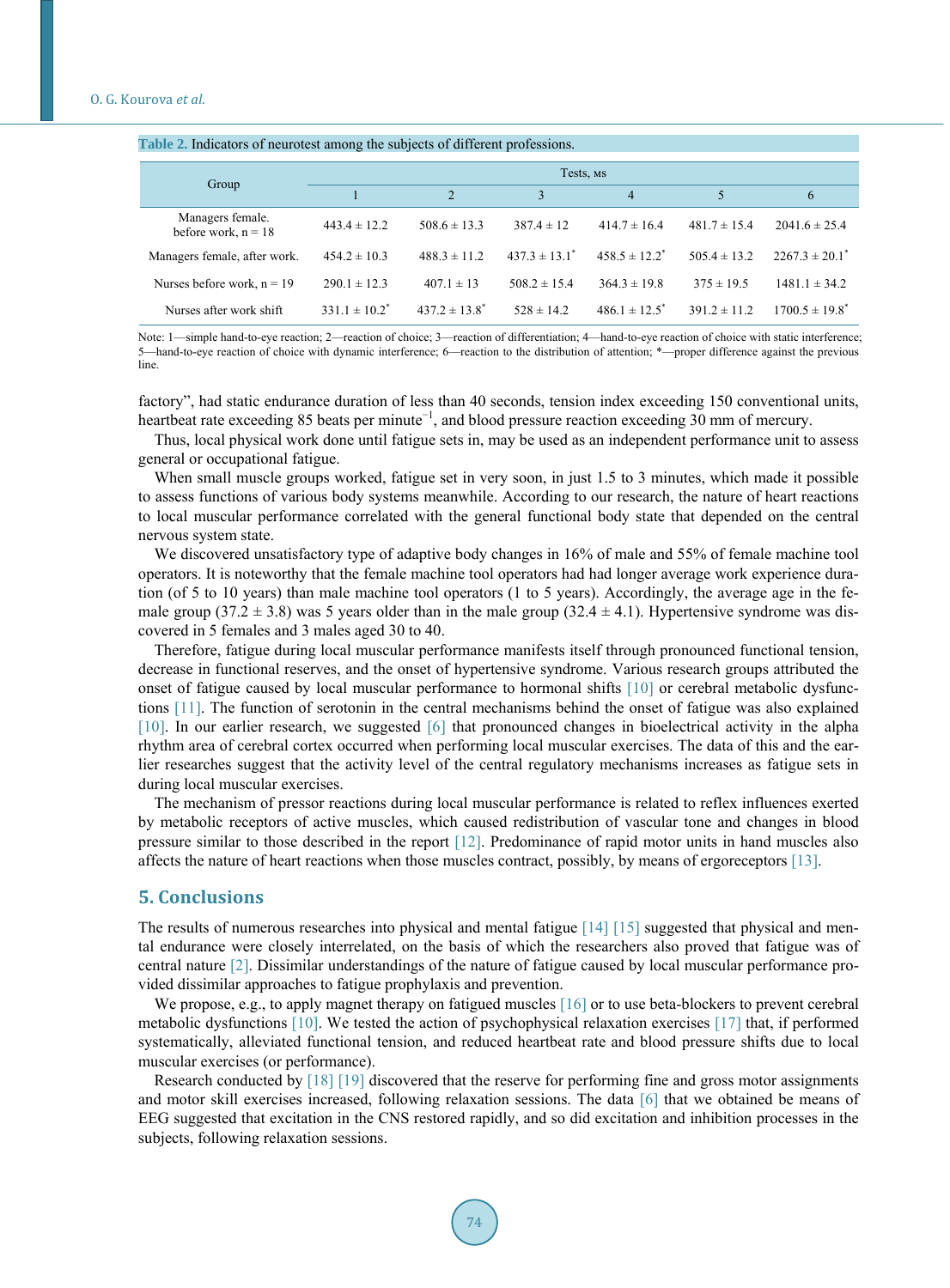Table 2. Indicators of neurotest among the subjects of different professions.

| Group | Tests, мs | | | | | |
|---|---|---|---|---|---|---|
| | 1 | 2 | 3 | 4 | 5 | 6 |
| Managers female. before work, n = 18 | 443.4 ± 12.2 | 508.6 ± 13.3 | 387.4 ± 12 | 414.7 ± 16.4 | 481.7 ± 15.4 | 2041.6 ± 25.4 |
| Managers female, after work. | 454.2 ± 10.3 | 488.3 ± 11.2 | 437.3 ± 13.1* | 458.5 ± 12.2* | 505.4 ± 13.2 | 2267.3 ± 20.1* |
| Nurses before work, n = 19 | 290.1 ± 12.3 | 407.1 ± 13 | 508.2 ± 15.4 | 364.3 ± 19.8 | 375 ± 19.5 | 1481.1 ± 34.2 |
| Nurses after work shift | 331.1 ± 10.2* | 437.2 ± 13.8* | 528 ± 14.2 | 486.1 ± 12.5* | 391.2 ± 11.2 | 1700.5 ± 19.8* |

Note: 1—simple hand-to-eye reaction; 2—reaction of choice; 3—reaction of differentiation; 4—hand-to-eye reaction of choice with static interference; 5—hand-to-eye reaction of choice with dynamic interference; 6—reaction to the distribution of attention; *—proper difference against the previous line.

factory", had static endurance duration of less than 40 seconds, tension index exceeding 150 conventional units, heartbeat rate exceeding 85 beats per minute$^{-1}$, and blood pressure reaction exceeding 30 mm of mercury.

Thus, local physical work done until fatigue sets in, may be used as an independent performance unit to assess general or occupational fatigue.

When small muscle groups worked, fatigue set in very soon, in just 1.5 to 3 minutes, which made it possible to assess functions of various body systems meanwhile. According to our research, the nature of heart reactions to local muscular performance correlated with the general functional body state that depended on the central nervous system state.

We discovered unsatisfactory type of adaptive body changes in 16% of male and 55% of female machine tool operators. It is noteworthy that the female machine tool operators had had longer average work experience duration (of 5 to 10 years) than male machine tool operators (1 to 5 years). Accordingly, the average age in the female group (37.2 ± 3.8) was 5 years older than in the male group (32.4 ± 4.1). Hypertensive syndrome was discovered in 5 females and 3 males aged 30 to 40.

Therefore, fatigue during local muscular performance manifests itself through pronounced functional tension, decrease in functional reserves, and the onset of hypertensive syndrome. Various research groups attributed the onset of fatigue caused by local muscular performance to hormonal shifts [10] or cerebral metabolic dysfunctions [11]. The function of serotonin in the central mechanisms behind the onset of fatigue was also explained [10]. In our earlier research, we suggested [6] that pronounced changes in bioelectrical activity in the alpha rhythm area of cerebral cortex occurred when performing local muscular exercises. The data of this and the earlier researches suggest that the activity level of the central regulatory mechanisms increases as fatigue sets in during local muscular exercises.

The mechanism of pressor reactions during local muscular performance is related to reflex influences exerted by metabolic receptors of active muscles, which caused redistribution of vascular tone and changes in blood pressure similar to those described in the report [12]. Predominance of rapid motor units in hand muscles also affects the nature of heart reactions when those muscles contract, possibly, by means of ergoreceptors [13].

## 5. Conclusions

The results of numerous researches into physical and mental fatigue [14] [15] suggested that physical and mental endurance were closely interrelated, on the basis of which the researchers also proved that fatigue was of central nature [2]. Dissimilar understandings of the nature of fatigue caused by local muscular performance provided dissimilar approaches to fatigue prophylaxis and prevention.

We propose, e.g., to apply magnet therapy on fatigued muscles [16] or to use beta-blockers to prevent cerebral metabolic dysfunctions [10]. We tested the action of psychophysical relaxation exercises [17] that, if performed systematically, alleviated functional tension, and reduced heartbeat rate and blood pressure shifts due to local muscular exercises (or performance).

Research conducted by [18] [19] discovered that the reserve for performing fine and gross motor assignments and motor skill exercises increased, following relaxation sessions. The data [6] that we obtained be means of EEG suggested that excitation in the CNS restored rapidly, and so did excitation and inhibition processes in the subjects, following relaxation sessions.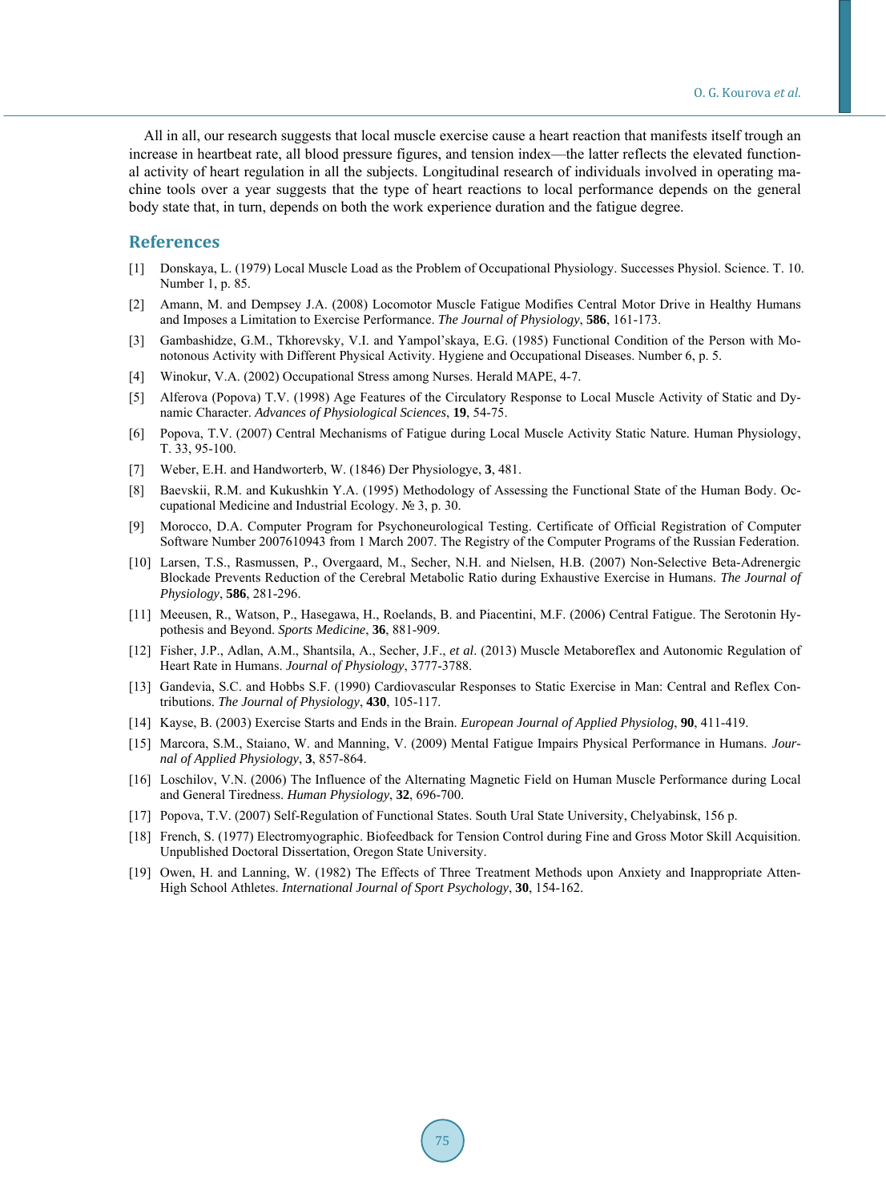All in all, our research suggests that local muscle exercise cause a heart reaction that manifests itself trough an increase in heartbeat rate, all blood pressure figures, and tension index—the latter reflects the elevated functional activity of heart regulation in all the subjects. Longitudinal research of individuals involved in operating machine tools over a year suggests that the type of heart reactions to local performance depends on the general body state that, in turn, depends on both the work experience duration and the fatigue degree.

## References

[1] Donskaya, L. (1979) Local Muscle Load as the Problem of Occupational Physiology. Successes Physiol. Science. T. 10. Number 1, p. 85.

[2] Amann, M. and Dempsey J.A. (2008) Locomotor Muscle Fatigue Modifies Central Motor Drive in Healthy Humans and Imposes a Limitation to Exercise Performance. *The Journal of Physiology*, **586**, 161-173.

[3] Gambashidze, G.M., Tkhorevsky, V.I. and Yampol'skaya, E.G. (1985) Functional Condition of the Person with Monotonous Activity with Different Physical Activity. Hygiene and Occupational Diseases. Number 6, p. 5.

[4] Winokur, V.A. (2002) Occupational Stress among Nurses. Herald MAPE, 4-7.

[5] Alferova (Popova) T.V. (1998) Age Features of the Circulatory Response to Local Muscle Activity of Static and Dynamic Character. *Advances of Physiological Sciences*, **19**, 54-75.

[6] Popova, T.V. (2007) Central Mechanisms of Fatigue during Local Muscle Activity Static Nature. Human Physiology, T. 33, 95-100.

[7] Weber, E.H. and Handworterb, W. (1846) Der Physiologye, **3**, 481.

[8] Baevskii, R.M. and Kukushkin Y.A. (1995) Methodology of Assessing the Functional State of the Human Body. Occupational Medicine and Industrial Ecology. № 3, p. 30.

[9] Morocco, D.A. Computer Program for Psychoneurological Testing. Certificate of Official Registration of Computer Software Number 2007610943 from 1 March 2007. The Registry of the Computer Programs of the Russian Federation.

[10] Larsen, T.S., Rasmussen, P., Overgaard, M., Secher, N.H. and Nielsen, H.B. (2007) Non-Selective Beta-Adrenergic Blockade Prevents Reduction of the Cerebral Metabolic Ratio during Exhaustive Exercise in Humans. *The Journal of Physiology*, **586**, 281-296.

[11] Meeusen, R., Watson, P., Hasegawa, H., Roelands, B. and Piacentini, M.F. (2006) Central Fatigue. The Serotonin Hypothesis and Beyond. *Sports Medicine*, **36**, 881-909.

[12] Fisher, J.P., Adlan, A.M., Shantsila, A., Secher, J.F., *et al*. (2013) Muscle Metaboreflex and Autonomic Regulation of Heart Rate in Humans. *Journal of Physiology*, 3777-3788.

[13] Gandevia, S.C. and Hobbs S.F. (1990) Cardiovascular Responses to Static Exercise in Man: Central and Reflex Contributions. *The Journal of Physiology*, **430**, 105-117.

[14] Kayse, B. (2003) Exercise Starts and Ends in the Brain. *European Journal of Applied Physiolog*, **90**, 411-419.

[15] Marcora, S.M., Staiano, W. and Manning, V. (2009) Mental Fatigue Impairs Physical Performance in Humans. *Journal of Applied Physiology*, **3**, 857-864.

[16] Loschilov, V.N. (2006) The Influence of the Alternating Magnetic Field on Human Muscle Performance during Local and General Tiredness. *Human Physiology*, **32**, 696-700.

[17] Popova, T.V. (2007) Self-Regulation of Functional States. South Ural State University, Chelyabinsk, 156 p.

[18] French, S. (1977) Electromyographic. Biofeedback for Tension Control during Fine and Gross Motor Skill Acquisition. Unpublished Doctoral Dissertation, Oregon State University.

[19] Owen, H. and Lanning, W. (1982) The Effects of Three Treatment Methods upon Anxiety and Inappropriate Atten-High School Athletes. *International Journal of Sport Psychology*, **30**, 154-162.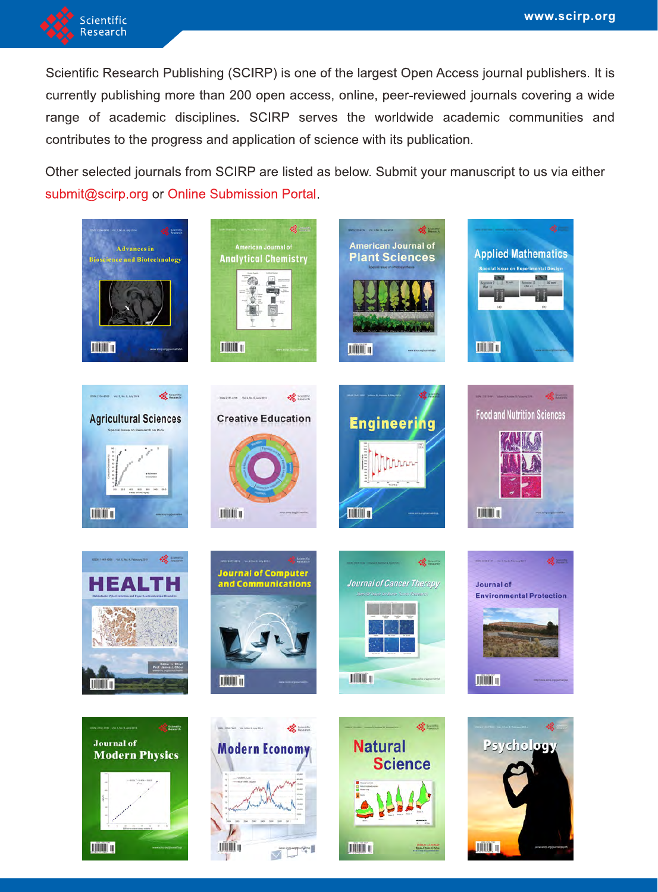Scientific Research Publishing (SCIRP) is one of the largest Open Access journal publishers. It is currently publishing more than 200 open access, online, peer-reviewed journals covering a wide range of academic disciplines. SCIRP serves the worldwide academic communities and contributes to the progress and application of science with its publication.

Other selected journals from SCIRP are listed as below. Submit your manuscript to us via either submit@scirp.org or Online Submission Portal.